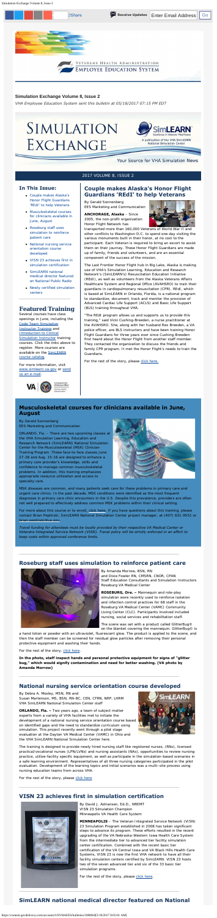Share | Receive Updates | Enter Email Address | Go

VETERANS HEALTH ADMINISTRATION
EMPLOYEE EDUCATION SYSTEM

**Simulation Exchange Volume 8, Issue 2**

*VHA Employee Education System sent this bulletin at 05/18/2017 07:15 PM EDT*

# SIMULATION EXCHANGE

SimLEARN Excellence in Veterans' Healthcare
A publication of the VHA SimLEARN National Simulation Center

Your Source for VHA Simulation News

2017 VOLUME 8, ISSUE 2

## In This Issue:

- Couple makes Alaska's Honor Flight Guardians 'REdI' to help Veterans
- Musculoskeletal courses for clinicians available in June, August
- Roseburg staff uses simulation to reinforce patient care
- National nursing service orientation course developed
- VISN 23 achieves first in simulation certification
- SimLEARN national medical director featured on National Public Radio
- Newly certified simulation centers

## Featured Training

Several courses have class openings in June, including the Code Team Simulation Instructor Training and Introduction to Clinical Simulation Instructor training courses. Click the links above to register. More courses are available on the SimLEARN course catalog.

For more information, visit www.simlearn.va.gov or send us an e-mail.

U.S. Department of Veterans Affairs
Veterans Health Administration

## Couple makes Alaska's Honor Flight Guardians 'REdI' to help Veterans

By Gerald Sonnenberg
EES Marketing and Communication

**ANCHORAGE, Alaska** – Since 2005, the non-profit organization Honor Flight Network has transported more than 160,000 Veterans of World War II and other conflicts to Washington D.C. to spend one day visiting the various monuments built in their honor, at no cost to the participant. Each Veteran is required to bring an escort to assist them on their journey. These Honor Flight Guardians are made up of family, friends and volunteers, and are an essential component of the success of the mission.

The Last Frontier Honor Flight hub in Big Lake, Alaska is making use of VHA's Simulation Learning, Education and Research Network's (SimLEARN's) Resuscitation Education Initiative (REdI), as well as volunteers from the Alaska Veterans Affairs Healthcare System and Regional Office (AVAHSRO) to train their guardians in cardiopulmonary resuscitation (CPR). REdI, which is based at SimLEARN in Orlando, Florida, is a national program to standardize, document, track and monitor the provision of Advanced Cardiac Life Support (ACLS) and Basic Life Support (BLS) training throughout VHA.

"The REdI program allows us and supports us to provide this training," said Vicki Cushing-Breeden, a nurse practitioner at the AVAHSRO. She, along with her husband Rex Breeden, a VA police officer, are BLS instructors and have been training Honor Flight Guardians for three years ever since Cushing-Breeden first heard about the Honor Flight from another staff member. They contacted the organization to discuss the friends and family CPR program. It met the Honor Flight's needs to train the Guardians.

For the rest of the story, please click here.

## Musculoskeletal courses for clinicians available in June, August

By Gerald Sonnenberg
EES Marketing and Communication

ORLANDO, Fla. – There are two upcoming classes at the VHA Simulation Learning, Education and Research Network (SimLEARN) National Simulation Center for the Musculoskeletal (MSK) Clinician Training Program. These face-to-face classes June 27-28 and Aug. 15-16 are designed to enhance a primary care provider's knowledge, skills and confidence to manage common musculoskeletal problems. In addition, this training emphasizes appropriate resource utilization and access to specialty care.

MSK diseases are common, and many patients seek care for these problems in primary care and urgent care clinics. In the past decade, MSK conditions were identified as the most frequent diagnoses in primary care clinic encounters in the U.S. Despite this prevalence, providers are often not well prepared to effectively address common MSK problems within their clinical setting.

For more about this course or to enroll, click here. If you have questions about this training, please contact Brian Peplinski, SimLEARN National Simulation Center project manager, at (407) 631-9551 or brian.peplinski@va.gov.

*Travel funding for attendees must be locally provided by their respective VA Medical Center or Veterans Integrated Service Network (VISN). Travel policy will be strictly enforced in an effort to keep costs within approved conference limits.*

## Roseburg staff uses simulation to reinforce patient care

By Amanda Morrow, BSN, RN
and Dixie Fowler RN, CMSRN, CNOR, CPAN
Staff Education Consultants and Simulation Instructors
Roseburg VA Medical Center

**ROSEBURG, Ore.** – Mannequin and role-play simulation were recently used to reinforce isolation and infection control practices for 68 staff in the Roseburg VA Medical Center (VAMC) Community Living Center (CLC). Participants involved included nursing, social services and rehabilitation staff.

The scene was set with a product called GlitterBug® on the blanket covering the mannequin. GlitterBug® is a hand lotion or powder with an ultraviolet, fluorescent glow. The product is applied to the scene, and then the staff member can be screened for residual glow particles after removing their personal protective equipment and washing their hands.

For the rest of the story, click here.

**In the photo, staff inspect hands and personal protective equipment for signs of "glitter bug," which would signify contamination and need for better washing. (VA photo by Amanda Morrow)**

## National nursing service orientation course developed

By Debra A. Mosley, MSN, RN and
Susan Martenson, MS, BSN, RN-BC, CEN, CFRN, NRP, LHRM
VHA SimLEARN National Simulation Center staff

**ORLANDO, Fla.** – Two years ago, a team of subject matter experts from a variety of VHA facilities met to initiate the development of a national nursing service orientation course based on identified gaps and the need to standardize curriculum using simulation. This project recently went through a pilot stage evaluation at the Dayton VA Medical Center (VAMC) in Ohio and the VHA SimLEARN National Simulation Center here.

The training is designed to provide newly hired nursing staff like registered nurses, (RNs), licensed practical/vocational nurses (LPN/LVNs) and nursing assistants (NAs), opportunities to review nursing practice, utilize-facility specific equipment, as well as participate in the simulation-based scenarios in a safe learning environment. Representatives of all three nursing categories participated in the pilot evaluation. Development of the learning topics and initial scenarios was a multi-site process using nursing education teams from across VHA.

For the rest of the story, please click here

## VISN 23 achieves first in simulation certification

By David J. Adriansen, Ed.D., NREMT
VISN 23 Simulation Champion
Minneapolis VA Health Care System

**MINNEAPOLIS** – The Veteran Integrated Service Network (VISN) 23 Simulation Program established in 2008 has taken significant steps to advance its program. These efforts resulted in the recent upgrading of the VA Nebraska-Western Iowa Health Care System from the intermediate tier to advanced tier facility simulation center certification. Combined with the recent basic tier certification of the VA Central Iowa and VA Black Hills Health Care Systems, VISN 23 is now the first VHA network to have all their facility simulation centers certified by SimLEARN. VISN 23 hosts two of the seven advanced tier and six of the 33 basic tier simulation programs.

For the rest of the story, please click here.

## SimLEARN national medical director featured on National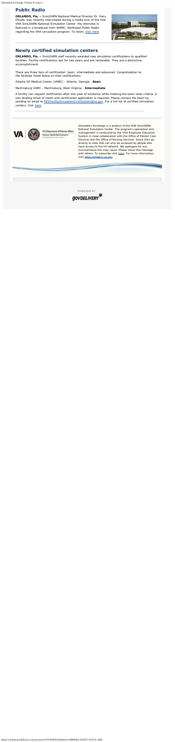## Public Radio

**ORLANDO, Fla.** – SimLEARN National Medical Director Dr. Haru Okuda, was recently interviewed during a media tour of the new VHA SimLEARN National Simulation Center. His interview is featured in a broadcast from WAMC, Northeast Public Radio regarding the VHA simulation program. To listen, click here.

## Newly certified simulation centers

**ORLANDO, Fla.** – SimLEARN staff recently awarded new simulation certifications to qualified facilities. Facility certifications last for two years and are renewable. They are a distinctive accomplishment.

There are three tiers of certification: basic, intermediate and advanced. Congratulation to the facilities listed below on their certifications:

Atlanta VA Medical Center (VAMC) - Atlanta, Georgia - **Basic**

Martinsburg VAMC - Martinsburg, West Virginia - **Intermediate**

A facility can request certification after one year of existence while meeting the basic level criteria. A non-binding email of intent and certification application is required. Please contact the team by sending an email to EESFacilitySimulationCertification@va.gov. For a full list of certified simulation centers, click here.

VA | U.S. Department of Veterans Affairs
Veterans Health Administration
Employee Education System

*Simulation Exchange* is a product of the VHA SimLEARN National Simulation Center. The program's operations and management is conducted by the VHA Employee Education System in close collaboration with the Office of Patient Care Services and the Office of Nursing Services. Some links go directly to sites that can only be accessed by people who have access to the VA network. We apologize for any inconvenience this may cause. Please share this message with others. To subscribe click here. For more information, visit www.simlearn.va.gov.

POWERED BY GOVDELIVERY